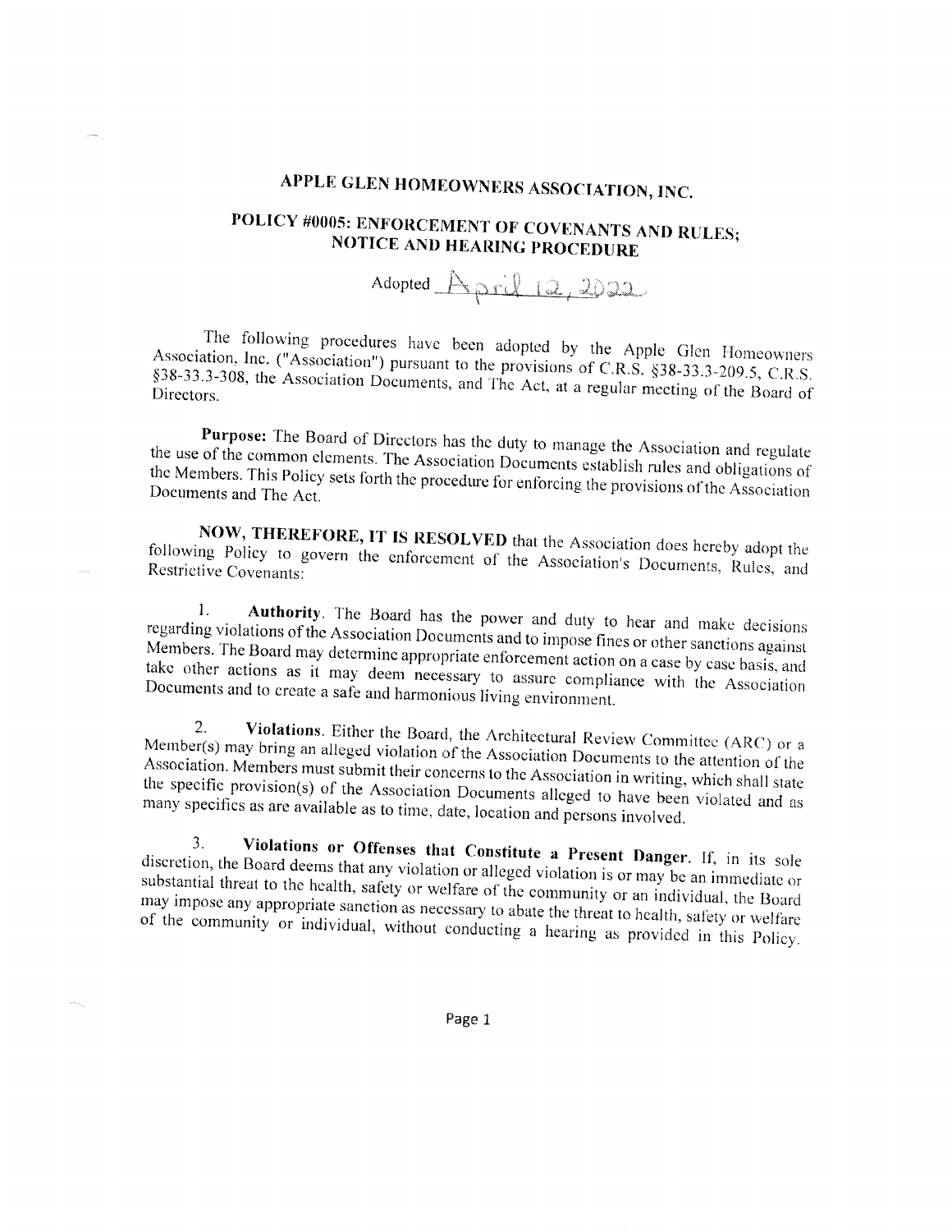# APPLE GLEN HOMEOWNERS ASSOCIATION, INC.

## POLICY #0005: ENFORCEMENT OF COVENANTS AND RULES; NOTICE AND HEARING PROCEDURE

Adopted April 12, 2022

The following procedures have been adopted by the Apple Glen Homeowners Association, Inc. ("Association") pursuant to the provisions of C.R.S. §38-33.3-209.5, C.R.S. §38-33.3-308, the Association Documents, and The Act, at a regular meeting of the Board of Directors.

**Purpose:** The Board of Directors has the duty to manage the Association and regulate the use of the common elements. The Association Documents establish rules and obligations of the Members. This Policy sets forth the procedure for enforcing the provisions of the Association Documents and The Act.

**NOW, THEREFORE, IT IS RESOLVED** that the Association does hereby adopt the following Policy to govern the enforcement of the Association's Documents, Rules, and Restrictive Covenants:

1. **Authority**. The Board has the power and duty to hear and make decisions regarding violations of the Association Documents and to impose fines or other sanctions against Members. The Board may determine appropriate enforcement action on a case by case basis, and take other actions as it may deem necessary to assure compliance with the Association Documents and to create a safe and harmonious living environment.

2. **Violations**. Either the Board, the Architectural Review Committee (ARC) or a Member(s) may bring an alleged violation of the Association Documents to the attention of the Association. Members must submit their concerns to the Association in writing, which shall state the specific provision(s) of the Association Documents alleged to have been violated and as many specifics as are available as to time, date, location and persons involved.

3. **Violations or Offenses that Constitute a Present Danger**. If, in its sole discretion, the Board deems that any violation or alleged violation is or may be an immediate or substantial threat to the health, safety or welfare of the community or an individual, the Board may impose any appropriate sanction as necessary to abate the threat to health, safety or welfare of the community or individual, without conducting a hearing as provided in this Policy.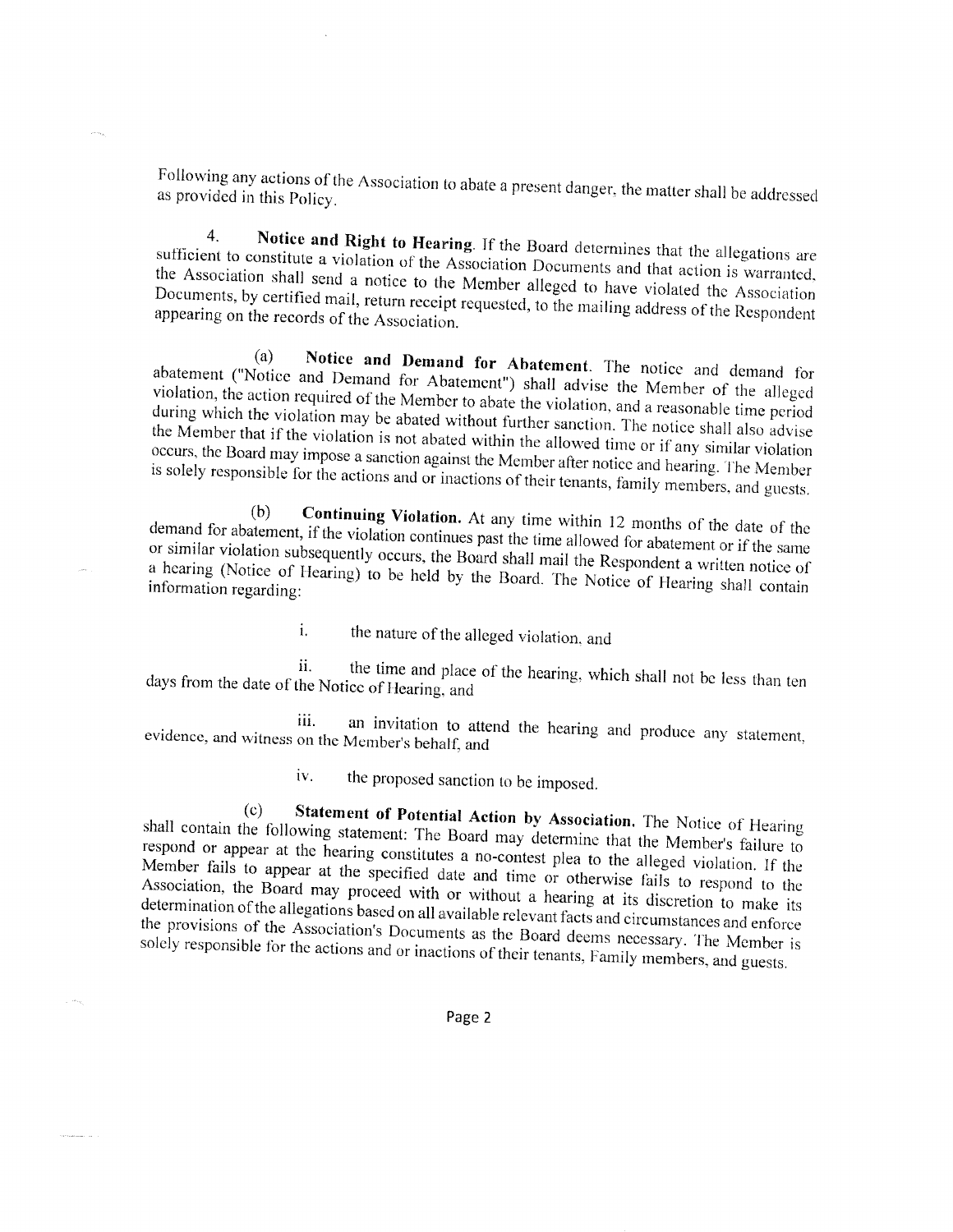Following any actions of the Association to abate a present danger, the matter shall be addressed as provided in this Policy.

4. **Notice and Right to Hearing**. If the Board determines that the allegations are sufficient to constitute a violation of the Association Documents and that action is warranted, the Association shall send a notice to the Member alleged to have violated the Association Documents, by certified mail, return receipt requested, to the mailing address of the Respondent appearing on the records of the Association.

(a) **Notice and Demand for Abatement**. The notice and demand for abatement ("Notice and Demand for Abatement") shall advise the Member of the alleged violation, the action required of the Member to abate the violation, and a reasonable time period during which the violation may be abated without further sanction. The notice shall also advise the Member that if the violation is not abated within the allowed time or if any similar violation occurs, the Board may impose a sanction against the Member after notice and hearing. The Member is solely responsible for the actions and or inactions of their tenants, family members, and guests.

(b) **Continuing Violation.** At any time within 12 months of the date of the demand for abatement, if the violation continues past the time allowed for abatement or if the same or similar violation subsequently occurs, the Board shall mail the Respondent a written notice of a hearing (Notice of Hearing) to be held by the Board. The Notice of Hearing shall contain information regarding:

i. the nature of the alleged violation, and

ii. the time and place of the hearing, which shall not be less than ten days from the date of the Notice of Hearing, and

iii. an invitation to attend the hearing and produce any statement, evidence, and witness on the Member's behalf, and

iv. the proposed sanction to be imposed.

(c) **Statement of Potential Action by Association.** The Notice of Hearing shall contain the following statement: The Board may determine that the Member's failure to respond or appear at the hearing constitutes a no-contest plea to the alleged violation. If the Member fails to appear at the specified date and time or otherwise fails to respond to the Association, the Board may proceed with or without a hearing at its discretion to make its determination of the allegations based on all available relevant facts and circumstances and enforce the provisions of the Association's Documents as the Board deems necessary. The Member is solely responsible for the actions and or inactions of their tenants, Family members, and guests.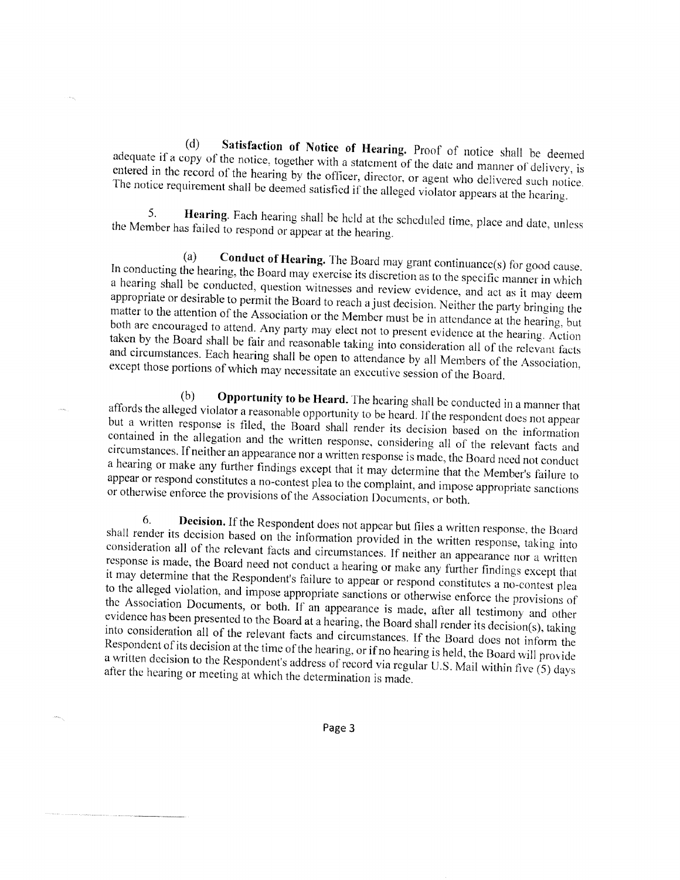(d) **Satisfaction of Notice of Hearing.** Proof of notice shall be deemed adequate if a copy of the notice, together with a statement of the date and manner of delivery, is entered in the record of the hearing by the officer, director, or agent who delivered such notice. The notice requirement shall be deemed satisfied if the alleged violator appears at the hearing.

5. **Hearing.** Each hearing shall be held at the scheduled time, place and date, unless the Member has failed to respond or appear at the hearing.

(a) **Conduct of Hearing.** The Board may grant continuance(s) for good cause. In conducting the hearing, the Board may exercise its discretion as to the specific manner in which a hearing shall be conducted, question witnesses and review evidence, and act as it may deem appropriate or desirable to permit the Board to reach a just decision. Neither the party bringing the matter to the attention of the Association or the Member must be in attendance at the hearing, but both are encouraged to attend. Any party may elect not to present evidence at the hearing. Action taken by the Board shall be fair and reasonable taking into consideration all of the relevant facts and circumstances. Each hearing shall be open to attendance by all Members of the Association, except those portions of which may necessitate an executive session of the Board.

(b) **Opportunity to be Heard.** The hearing shall be conducted in a manner that affords the alleged violator a reasonable opportunity to be heard. If the respondent does not appear but a written response is filed, the Board shall render its decision based on the information contained in the allegation and the written response, considering all of the relevant facts and circumstances. If neither an appearance nor a written response is made, the Board need not conduct a hearing or make any further findings except that it may determine that the Member's failure to appear or respond constitutes a no-contest plea to the complaint, and impose appropriate sanctions or otherwise enforce the provisions of the Association Documents, or both.

6. **Decision.** If the Respondent does not appear but files a written response, the Board shall render its decision based on the information provided in the written response, taking into consideration all of the relevant facts and circumstances. If neither an appearance nor a written response is made, the Board need not conduct a hearing or make any further findings except that it may determine that the Respondent's failure to appear or respond constitutes a no-contest plea to the alleged violation, and impose appropriate sanctions or otherwise enforce the provisions of the Association Documents, or both. If an appearance is made, after all testimony and other evidence has been presented to the Board at a hearing, the Board shall render its decision(s), taking into consideration all of the relevant facts and circumstances. If the Board does not inform the Respondent of its decision at the time of the hearing, or if no hearing is held, the Board will provide a written decision to the Respondent's address of record via regular U.S. Mail within five (5) days after the hearing or meeting at which the determination is made.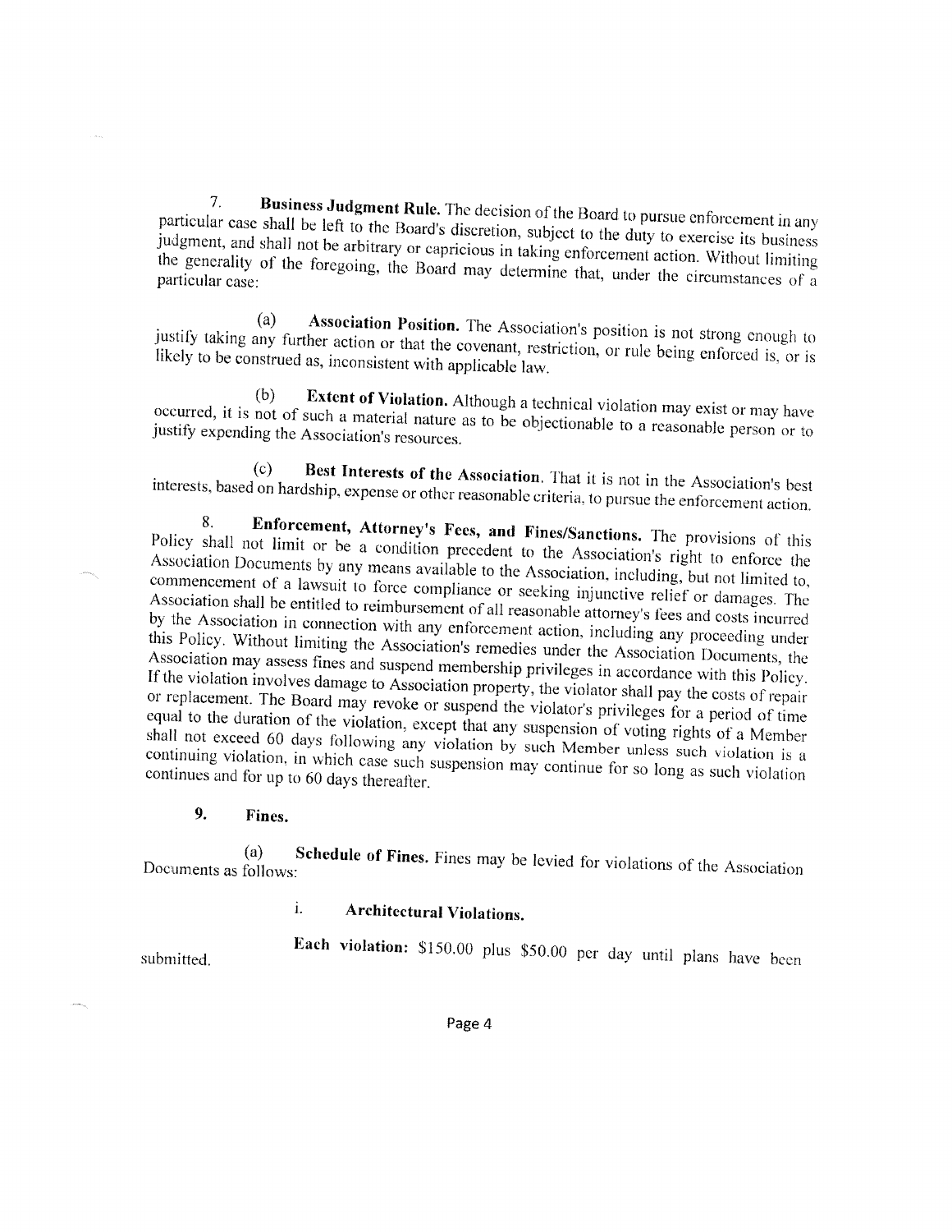7. **Business Judgment Rule.** The decision of the Board to pursue enforcement in any particular case shall be left to the Board's discretion, subject to the duty to exercise its business judgment, and shall not be arbitrary or capricious in taking enforcement action. Without limiting the generality of the foregoing, the Board may determine that, under the circumstances of a particular case:

(a) **Association Position.** The Association's position is not strong enough to justify taking any further action or that the covenant, restriction, or rule being enforced is, or is likely to be construed as, inconsistent with applicable law.

(b) **Extent of Violation.** Although a technical violation may exist or may have occurred, it is not of such a material nature as to be objectionable to a reasonable person or to justify expending the Association's resources.

(c) **Best Interests of the Association.** That it is not in the Association's best interests, based on hardship, expense or other reasonable criteria, to pursue the enforcement action.

8. **Enforcement, Attorney's Fees, and Fines/Sanctions.** The provisions of this Policy shall not limit or be a condition precedent to the Association's right to enforce the Association Documents by any means available to the Association, including, but not limited to, commencement of a lawsuit to force compliance or seeking injunctive relief or damages. The Association shall be entitled to reimbursement of all reasonable attorney's fees and costs incurred by the Association in connection with any enforcement action, including any proceeding under this Policy. Without limiting the Association's remedies under the Association Documents, the Association may assess fines and suspend membership privileges in accordance with this Policy. If the violation involves damage to Association property, the violator shall pay the costs of repair or replacement. The Board may revoke or suspend the violator's privileges for a period of time equal to the duration of the violation, except that any suspension of voting rights of a Member shall not exceed 60 days following any violation by such Member unless such violation is a continuing violation, in which case such suspension may continue for so long as such violation continues and for up to 60 days thereafter.

9. **Fines.**

(a) **Schedule of Fines.** Fines may be levied for violations of the Association Documents as follows:

i. **Architectural Violations.**

**Each violation:** $150.00 plus $50.00 per day until plans have been submitted.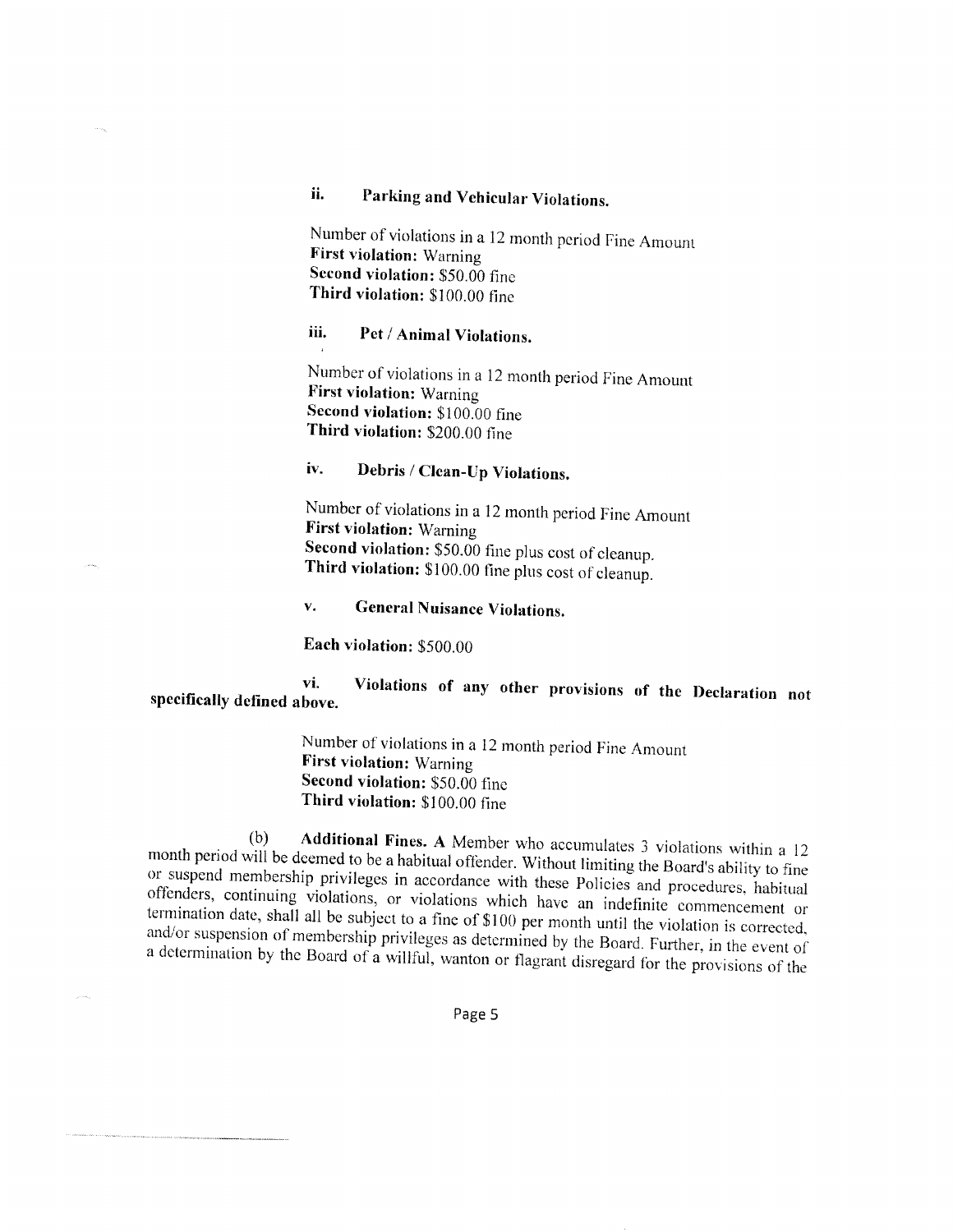### ii. Parking and Vehicular Violations.

Number of violations in a 12 month period Fine Amount
**First violation:** Warning
**Second violation:** $50.00 fine
**Third violation:** $100.00 fine

### iii. Pet / Animal Violations.

Number of violations in a 12 month period Fine Amount
**First violation:** Warning
**Second violation:** $100.00 fine
**Third violation:** $200.00 fine

### iv. Debris / Clean-Up Violations.

Number of violations in a 12 month period Fine Amount
**First violation:** Warning
**Second violation:** $50.00 fine plus cost of cleanup.
**Third violation:** $100.00 fine plus cost of cleanup.

### v. General Nuisance Violations.

**Each violation:** $500.00

### vi. Violations of any other provisions of the Declaration not specifically defined above.

Number of violations in a 12 month period Fine Amount
**First violation:** Warning
**Second violation:** $50.00 fine
**Third violation:** $100.00 fine

(b) **Additional Fines.** A Member who accumulates 3 violations within a 12 month period will be deemed to be a habitual offender. Without limiting the Board's ability to fine or suspend membership privileges in accordance with these Policies and procedures, habitual offenders, continuing violations, or violations which have an indefinite commencement or termination date, shall all be subject to a fine of $100 per month until the violation is corrected, and/or suspension of membership privileges as determined by the Board. Further, in the event of a determination by the Board of a willful, wanton or flagrant disregard for the provisions of the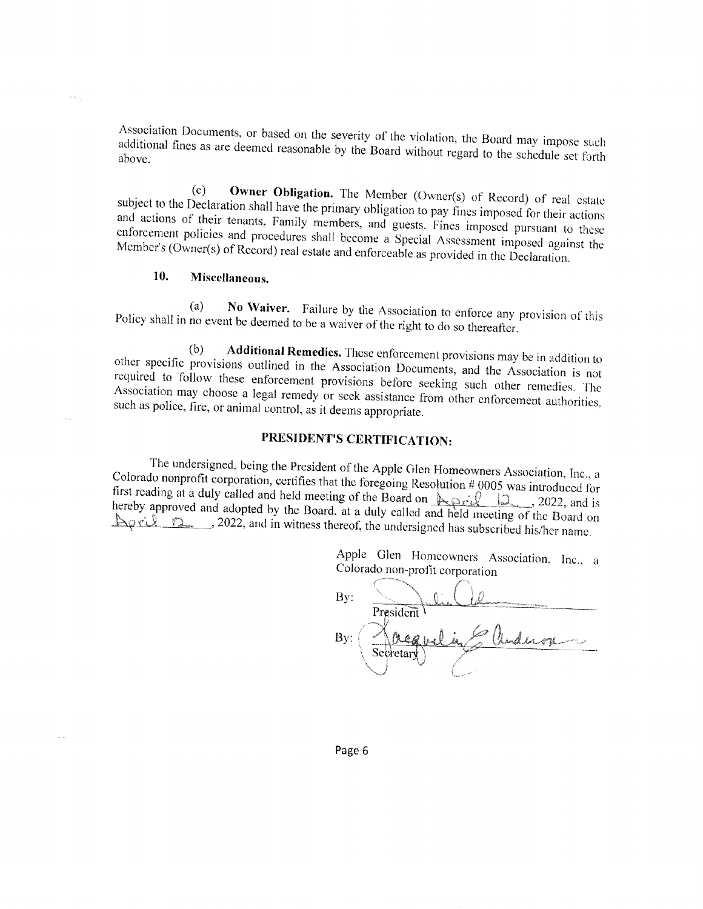Association Documents, or based on the severity of the violation, the Board may impose such additional fines as are deemed reasonable by the Board without regard to the schedule set forth above.

(c) **Owner Obligation.** The Member (Owner(s) of Record) of real estate subject to the Declaration shall have the primary obligation to pay fines imposed for their actions and actions of their tenants, Family members, and guests. Fines imposed pursuant to these enforcement policies and procedures shall become a Special Assessment imposed against the Member's (Owner(s) of Record) real estate and enforceable as provided in the Declaration.

**10. Miscellaneous.**

(a) **No Waiver.** Failure by the Association to enforce any provision of this Policy shall in no event be deemed to be a waiver of the right to do so thereafter.

(b) **Additional Remedies.** These enforcement provisions may be in addition to other specific provisions outlined in the Association Documents, and the Association is not required to follow these enforcement provisions before seeking such other remedies. The Association may choose a legal remedy or seek assistance from other enforcement authorities, such as police, fire, or animal control, as it deems appropriate.

## PRESIDENT'S CERTIFICATION:

The undersigned, being the President of the Apple Glen Homeowners Association, Inc., a Colorado nonprofit corporation, certifies that the foregoing Resolution # 0005 was introduced for first reading at a duly called and held meeting of the Board on April 12, 2022, and is hereby approved and adopted by the Board, at a duly called and held meeting of the Board on April 12, 2022, and in witness thereof, the undersigned has subscribed his/her name.

Apple Glen Homeowners Association, Inc., a Colorado non-profit corporation

By: ____________________
President

By: Jacqueline Anderson
Secretary